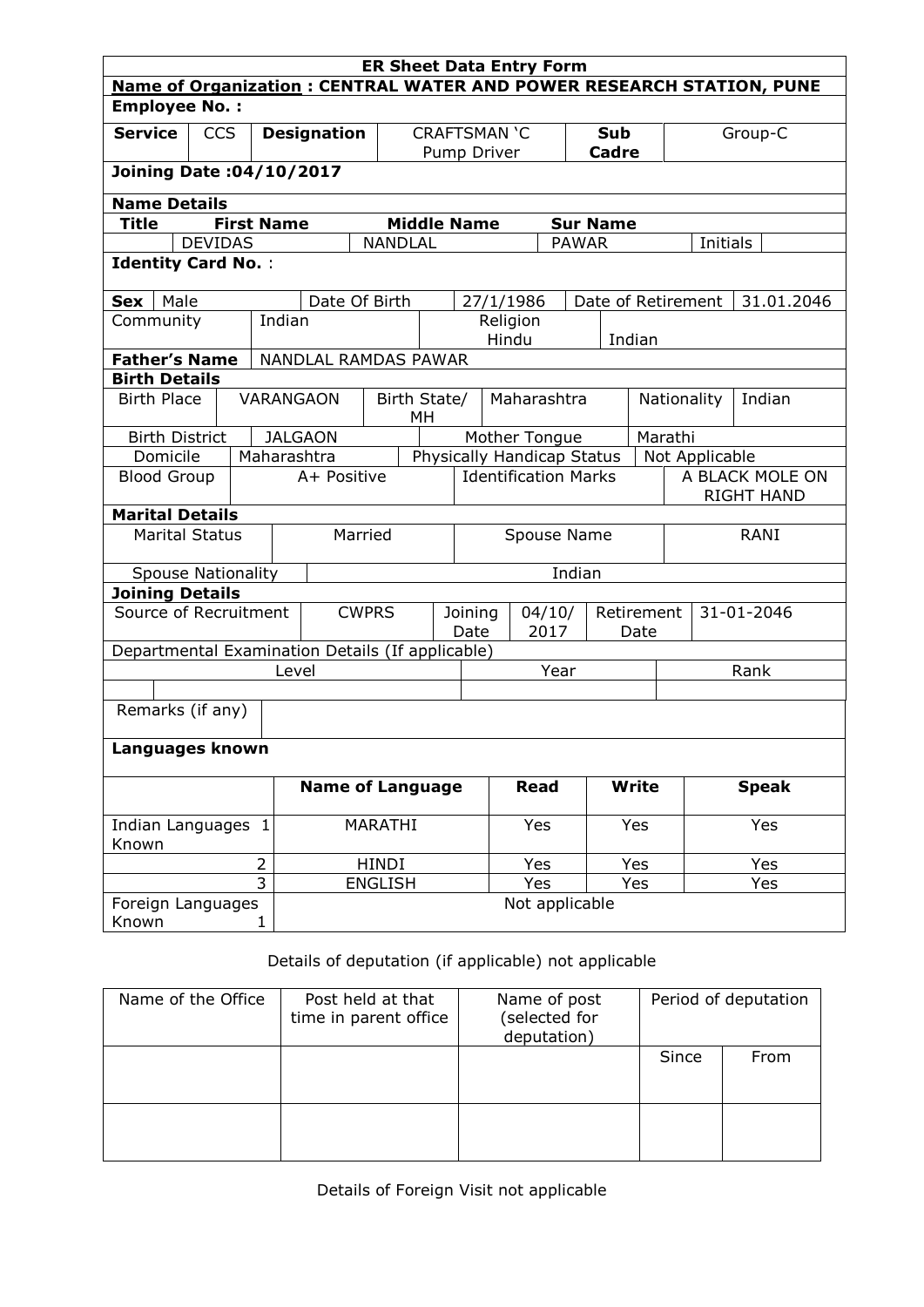**ER Sheet Data Entry Form**

**Name of Organization : CENTRAL WATER AND POWER RESEARCH STATION, PUNE**

**Employee No. :**

| **Service** | CCS | **Designation** | CRAFTSMAN 'C Pump Driver | **Sub Cadre** | Group-C |
|---|---|---|---|---|---|

**Joining Date :04/10/2017**

**Name Details**

| **Title** | **First Name** | **Middle Name** | **Sur Name** | | |
|---|---|---|---|---|---|
| | DEVIDAS | NANDLAL | PAWAR | Initials | |

**Identity Card No.** :

| **Sex** | Male | Date Of Birth | 27/1/1986 | Date of Retirement | 31.01.2046 |
|---|---|---|---|---|---|
| Community | Indian | Religion Hindu | Indian | | |

| **Father's Name** | NANDLAL RAMDAS PAWAR |
|---|---|

**Birth Details**

| Birth Place | VARANGAON | Birth State/ MH | Maharashtra | Nationality | Indian |
|---|---|---|---|---|---|
| Birth District | JALGAON | Mother Tongue | Marathi | | |
| Domicile | Maharashtra | Physically Handicap Status | Not Applicable | | |
| Blood Group | A+ Positive | Identification Marks | A BLACK MOLE ON RIGHT HAND | | |

**Marital Details**

| Marital Status | Married | Spouse Name | RANI |
|---|---|---|---|
| Spouse Nationality | Indian | | |

**Joining Details**

| Source of Recruitment | CWPRS | Joining Date | 04/10/ 2017 | Retirement Date | 31-01-2046 |
|---|---|---|---|---|---|

Departmental Examination Details (If applicable)

| Level | Year | Rank |
|---|---|---|
| | | |

| Remarks (if any) | |
|---|---|

**Languages known**

| | **Name of Language** | **Read** | **Write** | **Speak** |
|---|---|---|---|---|
| Indian Languages Known 1 | MARATHI | Yes | Yes | Yes |
| 2 | HINDI | Yes | Yes | Yes |
| 3 | ENGLISH | Yes | Yes | Yes |
| Foreign Languages Known 1 | Not applicable | | | |

Details of deputation (if applicable) not applicable

| Name of the Office | Post held at that time in parent office | Name of post (selected for deputation) | Period of deputation | |
|---|---|---|---|---|
| | | | Since | From |
| | | | | |

Details of Foreign Visit not applicable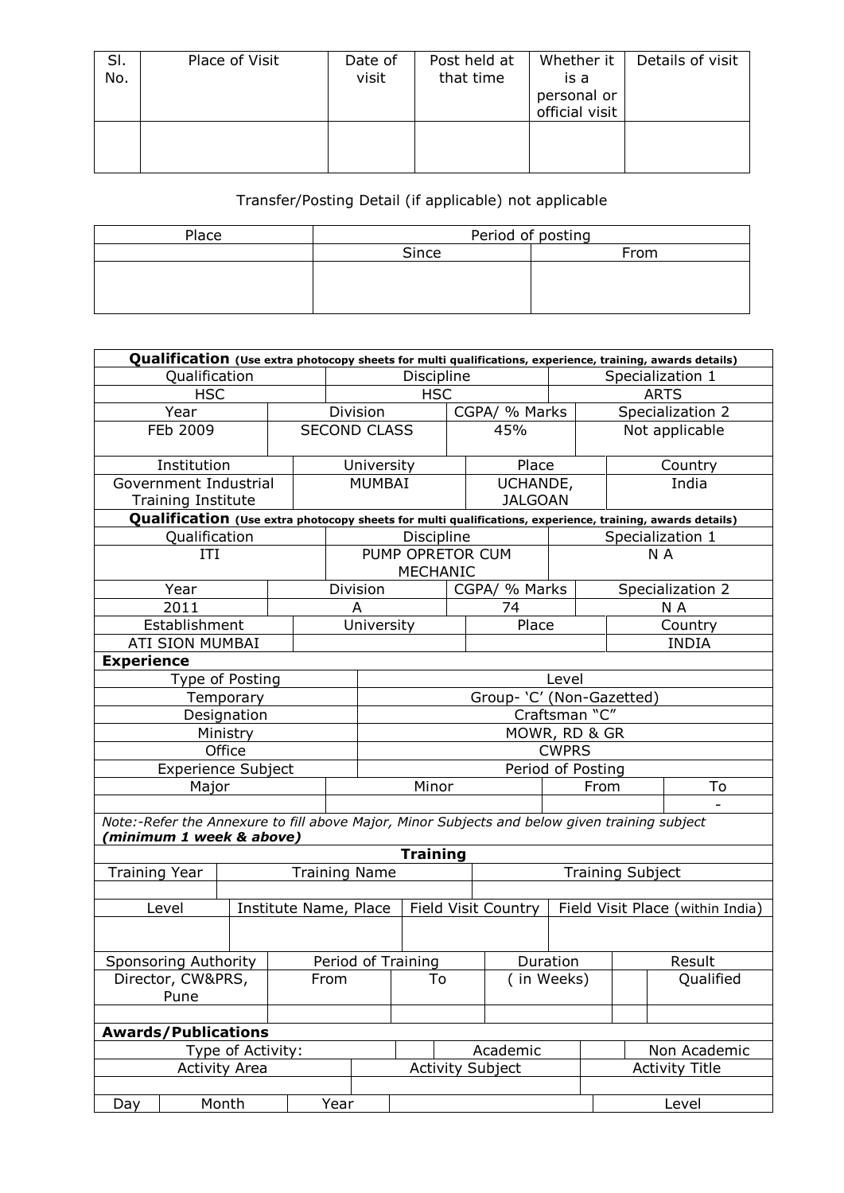| Sl. No. | Place of Visit | Date of visit | Post held at that time | Whether it is a personal or official visit | Details of visit |
|---|---|---|---|---|---|
| | | | | | |

Transfer/Posting Detail (if applicable) not applicable

| Place | Period of posting | |
|---|---|---|
| | Since | From |
| | | |

| **Qualification** (Use extra photocopy sheets for multi qualifications, experience, training, awards details) | | | |
|---|---|---|---|
| Qualification | Discipline | Specialization 1 | |
| HSC | HSC | ARTS | |
| Year | Division | CGPA/ % Marks | Specialization 2 |
| FEb 2009 | SECOND CLASS | 45% | Not applicable |
| Institution | University | Place | Country |
| Government Industrial Training Institute | MUMBAI | UCHANDE, JALGOAN | India |

| **Qualification** (Use extra photocopy sheets for multi qualifications, experience, training, awards details) | | | |
|---|---|---|---|
| Qualification | Discipline | Specialization 1 | |
| ITI | PUMP OPRETOR CUM MECHANIC | N A | |
| Year | Division | CGPA/ % Marks | Specialization 2 |
| 2011 | A | 74 | N A |
| Establishment | University | Place | Country |
| ATI SION MUMBAI | | | INDIA |

**Experience**

| Type of Posting | Level |
|---|---|
| Temporary | Group- 'C' (Non-Gazetted) |
| Designation | Craftsman "C" |
| Ministry | MOWR, RD & GR |
| Office | CWPRS |
| Experience Subject | Period of Posting |

| Major | Minor | From | To |
|---|---|---|---|
| | | | - |

*Note:-Refer the Annexure to fill above Major, Minor Subjects and below given training subject* ***(minimum 1 week & above)***

**Training**

| Training Year | Training Name | Training Subject |
|---|---|---|
| | | |

| Level | Institute Name, Place | Field Visit Country | Field Visit Place (within India) |
|---|---|---|---|
| | | | |

| Sponsoring Authority | Period of Training | | Duration | Result |
|---|---|---|---|---|
| Director, CW&PRS, Pune | From | To | ( in Weeks) | Qualified |
| | | | | |

**Awards/Publications**

| Type of Activity: | | Academic | | Non Academic |
|---|---|---|---|---|
| Activity Area | Activity Subject | | Activity Title | |
| | | | | |

| Day | Month | Year | | Level |
|---|---|---|---|---|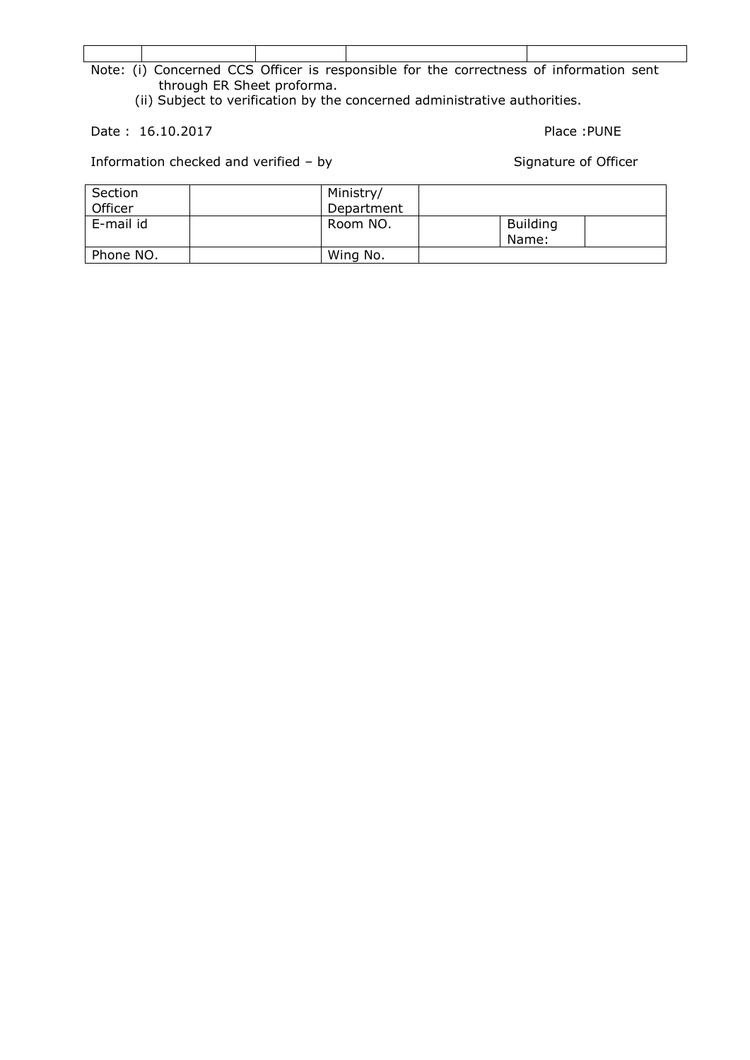| | | | | |
|---|---|---|---|---|
| | | | | |

Note: (i) Concerned CCS Officer is responsible for the correctness of information sent through ER Sheet proforma.

(ii) Subject to verification by the concerned administrative authorities.

Date : 16.10.2017 Place :PUNE

Information checked and verified – by Signature of Officer

| | | | | | |
|---|---|---|---|---|---|
| Section Officer | | Ministry/ Department | | | |
| E-mail id | | Room NO. | | Building Name: | |
| Phone NO. | | Wing No. | | | |